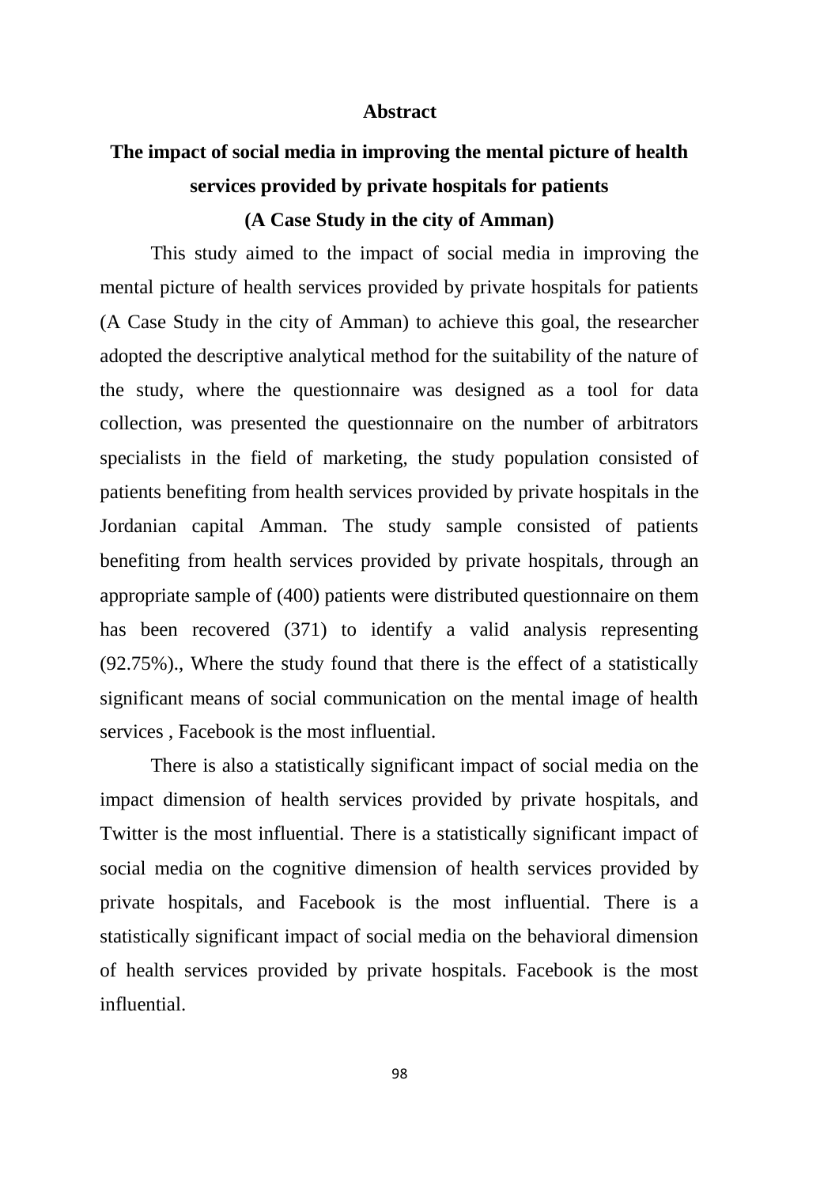## Abstract

# The impact of social media in improving the mental picture of health services provided by private hospitals for patients

### (A Case Study in the city of Amman)

This study aimed to the impact of social media in improving the mental picture of health services provided by private hospitals for patients (A Case Study in the city of Amman) to achieve this goal, the researcher adopted the descriptive analytical method for the suitability of the nature of the study, where the questionnaire was designed as a tool for data collection, was presented the questionnaire on the number of arbitrators specialists in the field of marketing, the study population consisted of patients benefiting from health services provided by private hospitals in the Jordanian capital Amman. The study sample consisted of patients benefiting from health services provided by private hospitals, through an appropriate sample of (400) patients were distributed questionnaire on them has been recovered (371) to identify a valid analysis representing (92.75%)., Where the study found that there is the effect of a statistically significant means of social communication on the mental image of health services , Facebook is the most influential.

There is also a statistically significant impact of social media on the impact dimension of health services provided by private hospitals, and Twitter is the most influential. There is a statistically significant impact of social media on the cognitive dimension of health services provided by private hospitals, and Facebook is the most influential. There is a statistically significant impact of social media on the behavioral dimension of health services provided by private hospitals. Facebook is the most influential.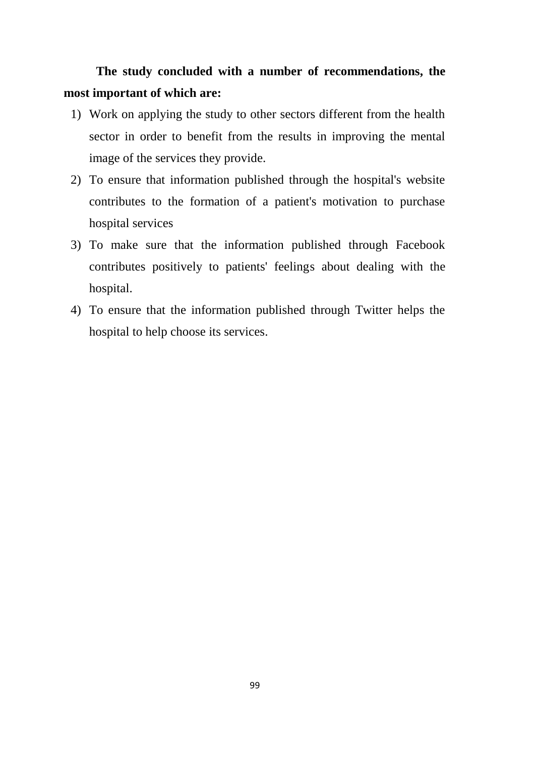**The study concluded with a number of recommendations, the most important of which are:**

1) Work on applying the study to other sectors different from the health sector in order to benefit from the results in improving the mental image of the services they provide.
2) To ensure that information published through the hospital's website contributes to the formation of a patient's motivation to purchase hospital services
3) To make sure that the information published through Facebook contributes positively to patients' feelings about dealing with the hospital.
4) To ensure that the information published through Twitter helps the hospital to help choose its services.